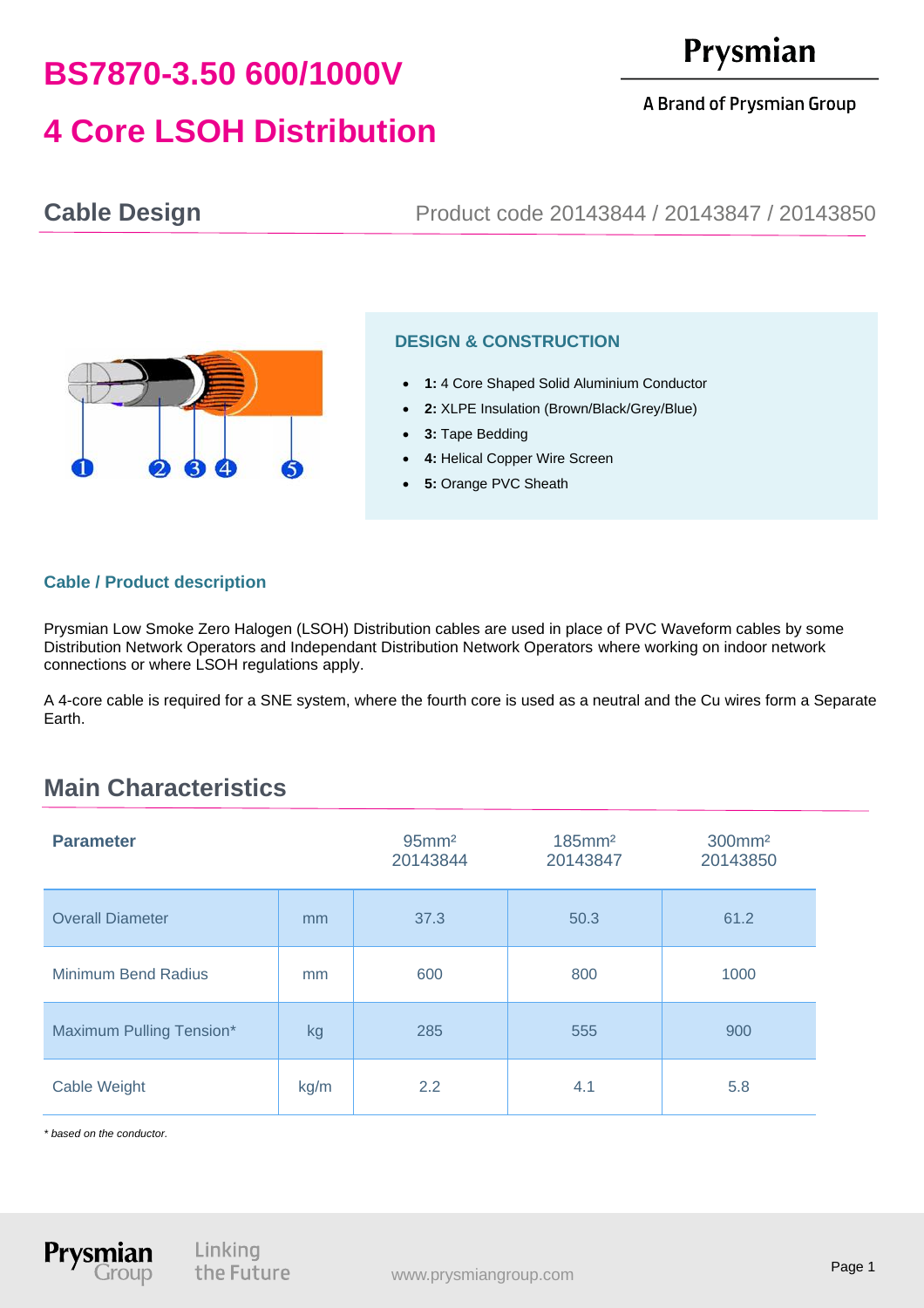# BS7870-3.50 600/1000V

# 4 Core LSOH Distribution

## Cable Design

Product code 20143844 / 20143847 / 20143850

### DESIGN & CONSTRUCTION

- **1:** 4 Core Shaped Solid Aluminium Conductor
- **2:** XLPE Insulation (Brown/Black/Grey/Blue)
- **3:** Tape Bedding
- **4:** Helical Copper Wire Screen
- **5:** Orange PVC Sheath

### Cable / Product description

Prysmian Low Smoke Zero Halogen (LSOH) Distribution cables are used in place of PVC Waveform cables by some Distribution Network Operators and Independant Distribution Network Operators where working on indoor network connections or where LSOH regulations apply.

A 4-core cable is required for a SNE system, where the fourth core is used as a neutral and the Cu wires form a Separate Earth.

## Main Characteristics

| Parameter | | 95mm² 20143844 | 185mm² 20143847 | 300mm² 20143850 |
|---|---|---|---|---|
| Overall Diameter | mm | 37.3 | 50.3 | 61.2 |
| Minimum Bend Radius | mm | 600 | 800 | 1000 |
| Maximum Pulling Tension* | kg | 285 | 555 | 900 |
| Cable Weight | kg/m | 2.2 | 4.1 | 5.8 |

*\* based on the conductor.*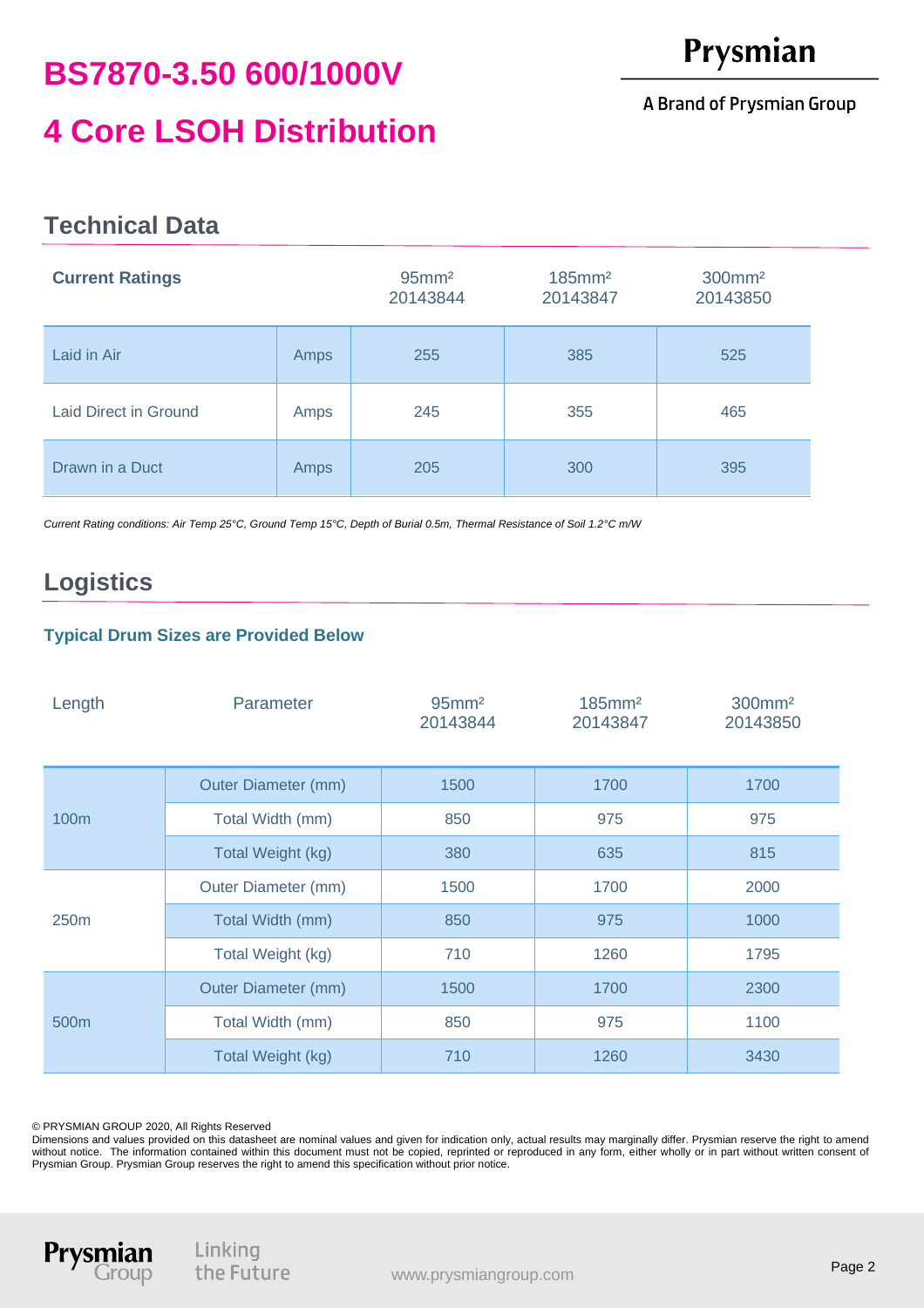# BS7870-3.50 600/1000V

# 4 Core LSOH Distribution

Prysmian

A Brand of Prysmian Group

## Technical Data

| Current Ratings | | 95mm² 20143844 | 185mm² 20143847 | 300mm² 20143850 |
|---|---|---|---|---|
| Laid in Air | Amps | 255 | 385 | 525 |
| Laid Direct in Ground | Amps | 245 | 355 | 465 |
| Drawn in a Duct | Amps | 205 | 300 | 395 |

*Current Rating conditions: Air Temp 25°C, Ground Temp 15°C, Depth of Burial 0.5m, Thermal Resistance of Soil 1.2°C m/W*

## Logistics

### Typical Drum Sizes are Provided Below

| Length | Parameter | 95mm² 20143844 | 185mm² 20143847 | 300mm² 20143850 |
|---|---|---|---|---|
| 100m | Outer Diameter (mm) | 1500 | 1700 | 1700 |
| | Total Width (mm) | 850 | 975 | 975 |
| | Total Weight (kg) | 380 | 635 | 815 |
| 250m | Outer Diameter (mm) | 1500 | 1700 | 2000 |
| | Total Width (mm) | 850 | 975 | 1000 |
| | Total Weight (kg) | 710 | 1260 | 1795 |
| 500m | Outer Diameter (mm) | 1500 | 1700 | 2300 |
| | Total Width (mm) | 850 | 975 | 1100 |
| | Total Weight (kg) | 710 | 1260 | 3430 |

© PRYSMIAN GROUP 2020, All Rights Reserved
Dimensions and values provided on this datasheet are nominal values and given for indication only, actual results may marginally differ. Prysmian reserve the right to amend without notice. The information contained within this document must not be copied, reprinted or reproduced in any form, either wholly or in part without written consent of Prysmian Group. Prysmian Group reserves the right to amend this specification without prior notice.

Prysmian Group Linking the Future www.prysmiangroup.com